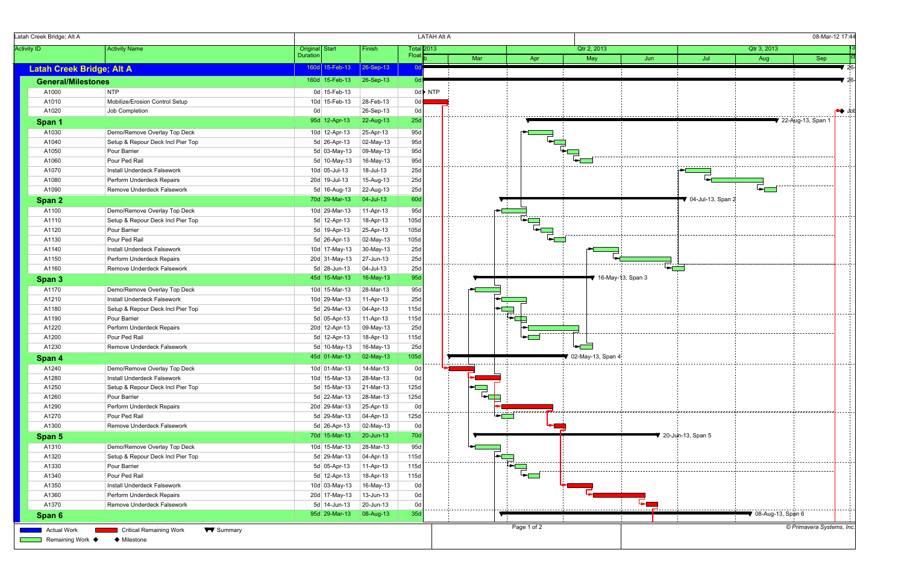# Latah Creek Bridge; Alt A

LATAH Alt A

08-Mar-12 17:44

| Activity ID | Activity Name | Original Duration | Start | Finish | Total Float |
|---|---|---|---|---|---|
| **Latah Creek Bridge; Alt A** | | 160d | 15-Feb-13 | 26-Sep-13 | 0d |
| **General/Milestones** | | 160d | 15-Feb-13 | 26-Sep-13 | 0d |
| A1000 | NTP | 0d | 15-Feb-13 | | 0d |
| A1010 | Mobilize/Erosion Control Setup | 10d | 15-Feb-13 | 28-Feb-13 | 0d |
| A1020 | Job Completion | 0d | | 26-Sep-13 | 0d |
| **Span 1** | | 95d | 12-Apr-13 | 22-Aug-13 | 25d |
| A1030 | Demo/Remove Overlay Top Deck | 10d | 12-Apr-13 | 25-Apr-13 | 95d |
| A1040 | Setup & Repour Deck Incl Pier Top | 5d | 26-Apr-13 | 02-May-13 | 95d |
| A1050 | Pour Barrier | 5d | 03-May-13 | 09-May-13 | 95d |
| A1060 | Pour Ped Rail | 5d | 10-May-13 | 16-May-13 | 95d |
| A1070 | Install Underdeck Falsework | 10d | 05-Jul-13 | 18-Jul-13 | 25d |
| A1080 | Perform Underdeck Repairs | 20d | 19-Jul-13 | 15-Aug-13 | 25d |
| A1090 | Remove Underdeck Falsework | 5d | 16-Aug-13 | 22-Aug-13 | 25d |
| **Span 2** | | 70d | 29-Mar-13 | 04-Jul-13 | 60d |
| A1100 | Demo/Remove Overlay Top Deck | 10d | 29-Mar-13 | 11-Apr-13 | 95d |
| A1110 | Setup & Repour Deck Incl Pier Top | 5d | 12-Apr-13 | 18-Apr-13 | 105d |
| A1120 | Pour Barrier | 5d | 19-Apr-13 | 25-Apr-13 | 105d |
| A1130 | Pour Ped Rail | 5d | 26-Apr-13 | 02-May-13 | 105d |
| A1140 | Install Underdeck Falsework | 10d | 17-May-13 | 30-May-13 | 25d |
| A1150 | Perform Underdeck Repairs | 20d | 31-May-13 | 27-Jun-13 | 25d |
| A1160 | Remove Underdeck Falsework | 5d | 28-Jun-13 | 04-Jul-13 | 25d |
| **Span 3** | | 45d | 15-Mar-13 | 16-May-13 | 95d |
| A1170 | Demo/Remove Overlay Top Deck | 10d | 15-Mar-13 | 28-Mar-13 | 95d |
| A1210 | Install Underdeck Falsework | 10d | 29-Mar-13 | 11-Apr-13 | 25d |
| A1180 | Setup & Repour Deck Incl Pier Top | 5d | 29-Mar-13 | 04-Apr-13 | 115d |
| A1190 | Pour Barrier | 5d | 05-Apr-13 | 11-Apr-13 | 115d |
| A1220 | Perform Underdeck Repairs | 20d | 12-Apr-13 | 09-May-13 | 25d |
| A1200 | Pour Ped Rail | 5d | 12-Apr-13 | 18-Apr-13 | 115d |
| A1230 | Remove Underdeck Falsework | 5d | 10-May-13 | 16-May-13 | 25d |
| **Span 4** | | 45d | 01-Mar-13 | 02-May-13 | 105d |
| A1240 | Demo/Remove Overlay Top Deck | 10d | 01-Mar-13 | 14-Mar-13 | 0d |
| A1280 | Install Underdeck Falsework | 10d | 15-Mar-13 | 28-Mar-13 | 0d |
| A1250 | Setup & Repour Deck Incl Pier Top | 5d | 15-Mar-13 | 21-Mar-13 | 125d |
| A1260 | Pour Barrier | 5d | 22-Mar-13 | 28-Mar-13 | 125d |
| A1290 | Perform Underdeck Repairs | 20d | 29-Mar-13 | 25-Apr-13 | 0d |
| A1270 | Pour Ped Rail | 5d | 29-Mar-13 | 04-Apr-13 | 125d |
| A1300 | Remove Underdeck Falsework | 5d | 26-Apr-13 | 02-May-13 | 0d |
| **Span 5** | | 70d | 15-Mar-13 | 20-Jun-13 | 70d |
| A1310 | Demo/Remove Overlay Top Deck | 10d | 15-Mar-13 | 28-Mar-13 | 95d |
| A1320 | Setup & Repour Deck Incl Pier Top | 5d | 29-Mar-13 | 04-Apr-13 | 115d |
| A1330 | Pour Barrier | 5d | 05-Apr-13 | 11-Apr-13 | 115d |
| A1340 | Pour Ped Rail | 5d | 12-Apr-13 | 18-Apr-13 | 115d |
| A1350 | Install Underdeck Falsework | 10d | 03-May-13 | 16-May-13 | 0d |
| A1360 | Perform Underdeck Repairs | 20d | 17-May-13 | 13-Jun-13 | 0d |
| A1370 | Remove Underdeck Falsework | 5d | 14-Jun-13 | 20-Jun-13 | 0d |
| **Span 6** | | 95d | 29-Mar-13 | 08-Aug-13 | 35d |

Legend: Actual Work; Critical Remaining Work; Summary; Remaining Work; Milestone

© Primavera Systems, Inc.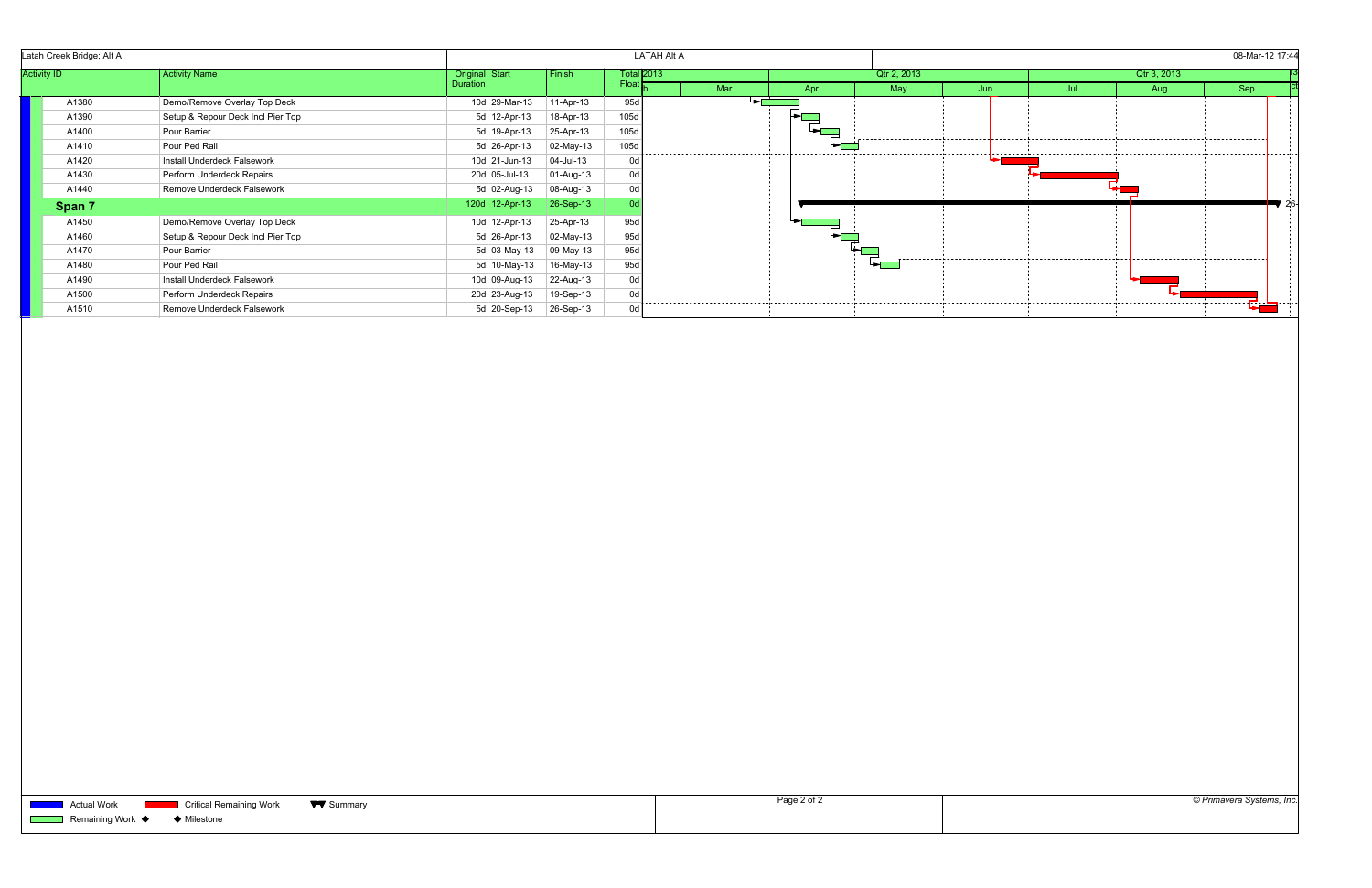Latah Creek Bridge; Alt A — LATAH Alt A — 08-Mar-12 17:44

| Activity ID | Activity Name | Original Duration | Start | Finish | Total Float |
|---|---|---|---|---|---|
| A1380 | Demo/Remove Overlay Top Deck | 10d | 29-Mar-13 | 11-Apr-13 | 95d |
| A1390 | Setup & Repour Deck Incl Pier Top | 5d | 12-Apr-13 | 18-Apr-13 | 105d |
| A1400 | Pour Barrier | 5d | 19-Apr-13 | 25-Apr-13 | 105d |
| A1410 | Pour Ped Rail | 5d | 26-Apr-13 | 02-May-13 | 105d |
| A1420 | Install Underdeck Falsework | 10d | 21-Jun-13 | 04-Jul-13 | 0d |
| A1430 | Perform Underdeck Repairs | 20d | 05-Jul-13 | 01-Aug-13 | 0d |
| A1440 | Remove Underdeck Falsework | 5d | 02-Aug-13 | 08-Aug-13 | 0d |
| **Span 7** | | 120d | 12-Apr-13 | 26-Sep-13 | 0d |
| A1450 | Demo/Remove Overlay Top Deck | 10d | 12-Apr-13 | 25-Apr-13 | 95d |
| A1460 | Setup & Repour Deck Incl Pier Top | 5d | 26-Apr-13 | 02-May-13 | 95d |
| A1470 | Pour Barrier | 5d | 03-May-13 | 09-May-13 | 95d |
| A1480 | Pour Ped Rail | 5d | 10-May-13 | 16-May-13 | 95d |
| A1490 | Install Underdeck Falsework | 10d | 09-Aug-13 | 22-Aug-13 | 0d |
| A1500 | Perform Underdeck Repairs | 20d | 23-Aug-13 | 19-Sep-13 | 0d |
| A1510 | Remove Underdeck Falsework | 5d | 20-Sep-13 | 26-Sep-13 | 0d |

Legend: Actual Work; Critical Remaining Work; Summary; Remaining Work; Milestone

© Primavera Systems, Inc.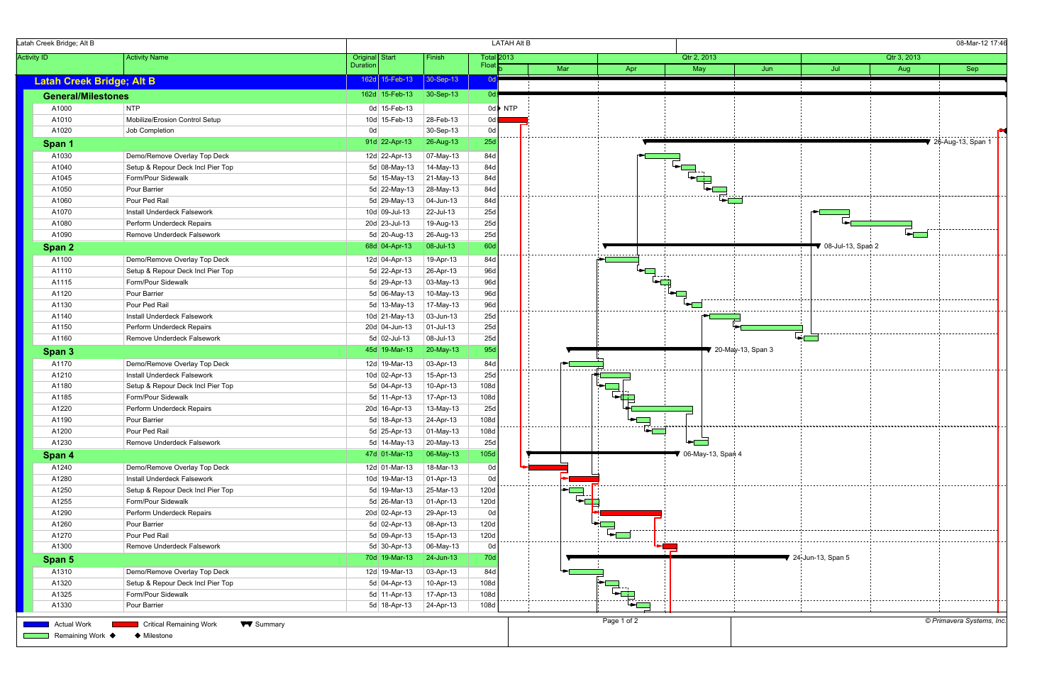Latah Creek Bridge; Alt B — LATAH Alt B — 08-Mar-12 17:46

| Activity ID | Activity Name | Original Duration | Start | Finish | Total Float |
|---|---|---|---|---|---|
| **Latah Creek Bridge; Alt B** | | 162d | 15-Feb-13 | 30-Sep-13 | 0d |
| **General/Milestones** | | 162d | 15-Feb-13 | 30-Sep-13 | 0d |
| A1000 | NTP | 0d | 15-Feb-13 | | 0d |
| A1010 | Mobilize/Erosion Control Setup | 10d | 15-Feb-13 | 28-Feb-13 | 0d |
| A1020 | Job Completion | 0d | | 30-Sep-13 | 0d |
| **Span 1** | | 91d | 22-Apr-13 | 26-Aug-13 | 25d |
| A1030 | Demo/Remove Overlay Top Deck | 12d | 22-Apr-13 | 07-May-13 | 84d |
| A1040 | Setup & Repour Deck Incl Pier Top | 5d | 08-May-13 | 14-May-13 | 84d |
| A1045 | Form/Pour Sidewalk | 5d | 15-May-13 | 21-May-13 | 84d |
| A1050 | Pour Barrier | 5d | 22-May-13 | 28-May-13 | 84d |
| A1060 | Pour Ped Rail | 5d | 29-May-13 | 04-Jun-13 | 84d |
| A1070 | Install Underdeck Falsework | 10d | 09-Jul-13 | 22-Jul-13 | 25d |
| A1080 | Perform Underdeck Repairs | 20d | 23-Jul-13 | 19-Aug-13 | 25d |
| A1090 | Remove Underdeck Falsework | 5d | 20-Aug-13 | 26-Aug-13 | 25d |
| **Span 2** | | 68d | 04-Apr-13 | 08-Jul-13 | 60d |
| A1100 | Demo/Remove Overlay Top Deck | 12d | 04-Apr-13 | 19-Apr-13 | 84d |
| A1110 | Setup & Repour Deck Incl Pier Top | 5d | 22-Apr-13 | 26-Apr-13 | 96d |
| A1115 | Form/Pour Sidewalk | 5d | 29-Apr-13 | 03-May-13 | 96d |
| A1120 | Pour Barrier | 5d | 06-May-13 | 10-May-13 | 96d |
| A1130 | Pour Ped Rail | 5d | 13-May-13 | 17-May-13 | 96d |
| A1140 | Install Underdeck Falsework | 10d | 21-May-13 | 03-Jun-13 | 25d |
| A1150 | Perform Underdeck Repairs | 20d | 04-Jun-13 | 01-Jul-13 | 25d |
| A1160 | Remove Underdeck Falsework | 5d | 02-Jul-13 | 08-Jul-13 | 25d |
| **Span 3** | | 45d | 19-Mar-13 | 20-May-13 | 95d |
| A1170 | Demo/Remove Overlay Top Deck | 12d | 19-Mar-13 | 03-Apr-13 | 84d |
| A1210 | Install Underdeck Falsework | 10d | 02-Apr-13 | 15-Apr-13 | 25d |
| A1180 | Setup & Repour Deck Incl Pier Top | 5d | 04-Apr-13 | 10-Apr-13 | 108d |
| A1185 | Form/Pour Sidewalk | 5d | 11-Apr-13 | 17-Apr-13 | 108d |
| A1220 | Perform Underdeck Repairs | 20d | 16-Apr-13 | 13-May-13 | 25d |
| A1190 | Pour Barrier | 5d | 18-Apr-13 | 24-Apr-13 | 108d |
| A1200 | Pour Ped Rail | 5d | 25-Apr-13 | 01-May-13 | 108d |
| A1230 | Remove Underdeck Falsework | 5d | 14-May-13 | 20-May-13 | 25d |
| **Span 4** | | 47d | 01-Mar-13 | 06-May-13 | 105d |
| A1240 | Demo/Remove Overlay Top Deck | 12d | 01-Mar-13 | 18-Mar-13 | 0d |
| A1280 | Install Underdeck Falsework | 10d | 19-Mar-13 | 01-Apr-13 | 0d |
| A1250 | Setup & Repour Deck Incl Pier Top | 5d | 19-Mar-13 | 25-Mar-13 | 120d |
| A1255 | Form/Pour Sidewalk | 5d | 26-Mar-13 | 01-Apr-13 | 120d |
| A1290 | Perform Underdeck Repairs | 20d | 02-Apr-13 | 29-Apr-13 | 0d |
| A1260 | Pour Barrier | 5d | 02-Apr-13 | 08-Apr-13 | 120d |
| A1270 | Pour Ped Rail | 5d | 09-Apr-13 | 15-Apr-13 | 120d |
| A1300 | Remove Underdeck Falsework | 5d | 30-Apr-13 | 06-May-13 | 0d |
| **Span 5** | | 70d | 19-Mar-13 | 24-Jun-13 | 70d |
| A1310 | Demo/Remove Overlay Top Deck | 12d | 19-Mar-13 | 03-Apr-13 | 84d |
| A1320 | Setup & Repour Deck Incl Pier Top | 5d | 04-Apr-13 | 10-Apr-13 | 108d |
| A1325 | Form/Pour Sidewalk | 5d | 11-Apr-13 | 17-Apr-13 | 108d |
| A1330 | Pour Barrier | 5d | 18-Apr-13 | 24-Apr-13 | 108d |

Chart labels: NTP; 26-Aug-13, Span 1; 08-Jul-13, Span 2; 20-May-13, Span 3; 06-May-13, Span 4; 24-Jun-13, Span 5

Legend: Actual Work; Critical Remaining Work; Summary; Remaining Work; Milestone

© Primavera Systems, Inc.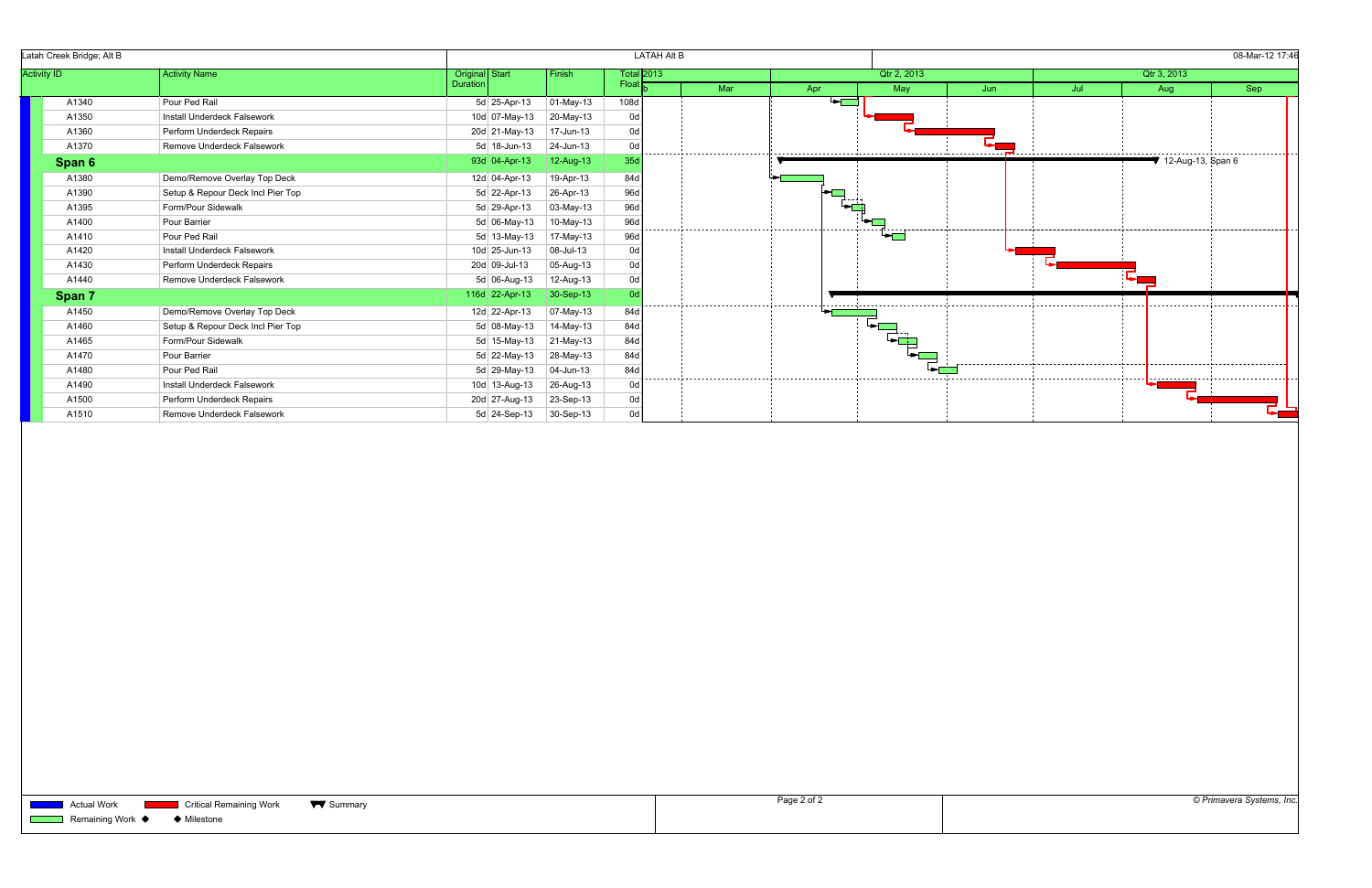Latah Creek Bridge; Alt B — LATAH Alt B — 08-Mar-12 17:46

| Activity ID | Activity Name | Original Duration | Start | Finish | Total Float |
|---|---|---|---|---|---|
| A1340 | Pour Ped Rail | 5d | 25-Apr-13 | 01-May-13 | 108d |
| A1350 | Install Underdeck Falsework | 10d | 07-May-13 | 20-May-13 | 0d |
| A1360 | Perform Underdeck Repairs | 20d | 21-May-13 | 17-Jun-13 | 0d |
| A1370 | Remove Underdeck Falsework | 5d | 18-Jun-13 | 24-Jun-13 | 0d |
| **Span 6** | | 93d | 04-Apr-13 | 12-Aug-13 | 35d |
| A1380 | Demo/Remove Overlay Top Deck | 12d | 04-Apr-13 | 19-Apr-13 | 84d |
| A1390 | Setup & Repour Deck Incl Pier Top | 5d | 22-Apr-13 | 26-Apr-13 | 96d |
| A1395 | Form/Pour Sidewalk | 5d | 29-Apr-13 | 03-May-13 | 96d |
| A1400 | Pour Barrier | 5d | 06-May-13 | 10-May-13 | 96d |
| A1410 | Pour Ped Rail | 5d | 13-May-13 | 17-May-13 | 96d |
| A1420 | Install Underdeck Falsework | 10d | 25-Jun-13 | 08-Jul-13 | 0d |
| A1430 | Perform Underdeck Repairs | 20d | 09-Jul-13 | 05-Aug-13 | 0d |
| A1440 | Remove Underdeck Falsework | 5d | 06-Aug-13 | 12-Aug-13 | 0d |
| **Span 7** | | 116d | 22-Apr-13 | 30-Sep-13 | 0d |
| A1450 | Demo/Remove Overlay Top Deck | 12d | 22-Apr-13 | 07-May-13 | 84d |
| A1460 | Setup & Repour Deck Incl Pier Top | 5d | 08-May-13 | 14-May-13 | 84d |
| A1465 | Form/Pour Sidewalk | 5d | 15-May-13 | 21-May-13 | 84d |
| A1470 | Pour Barrier | 5d | 22-May-13 | 28-May-13 | 84d |
| A1480 | Pour Ped Rail | 5d | 29-May-13 | 04-Jun-13 | 84d |
| A1490 | Install Underdeck Falsework | 10d | 13-Aug-13 | 26-Aug-13 | 0d |
| A1500 | Perform Underdeck Repairs | 20d | 27-Aug-13 | 23-Sep-13 | 0d |
| A1510 | Remove Underdeck Falsework | 5d | 24-Sep-13 | 30-Sep-13 | 0d |

12-Aug-13, Span 6

Legend: Actual Work; Critical Remaining Work; Summary; Remaining Work; Milestone

© Primavera Systems, Inc.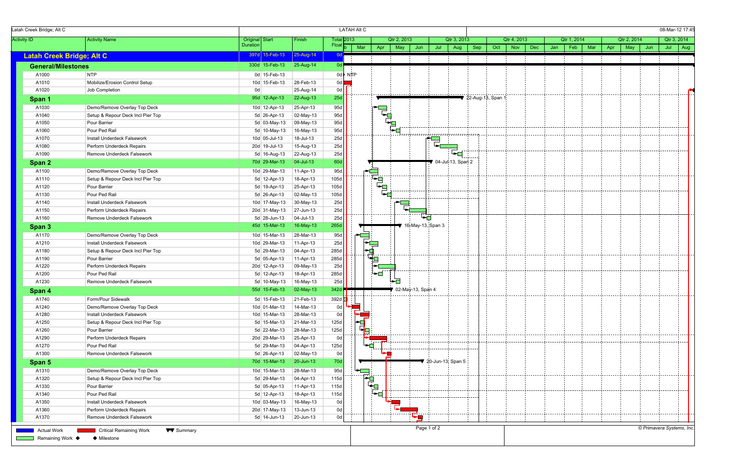Latah Creek Bridge; Alt C — LATAH Alt C — 08-Mar-12 17:45

| Activity ID | Activity Name | Original Duration | Start | Finish | Total Float |
|---|---|---|---|---|---|
| **Latah Creek Bridge; Alt C** | | 397d | 15-Feb-13 | 25-Aug-14 | 0d |
| **General/Milestones** | | 330d | 15-Feb-13 | 25-Aug-14 | 0d |
| A1000 | NTP | 0d | 15-Feb-13 | | 0d |
| A1010 | Mobilize/Erosion Control Setup | 10d | 15-Feb-13 | 28-Feb-13 | 0d |
| A1020 | Job Completion | 0d | | 25-Aug-14 | 0d |
| **Span 1** | | 95d | 12-Apr-13 | 22-Aug-13 | 25d |
| A1030 | Demo/Remove Overlay Top Deck | 10d | 12-Apr-13 | 25-Apr-13 | 95d |
| A1040 | Setup & Repour Deck Incl Pier Top | 5d | 26-Apr-13 | 02-May-13 | 95d |
| A1050 | Pour Barrier | 5d | 03-May-13 | 09-May-13 | 95d |
| A1060 | Pour Ped Rail | 5d | 10-May-13 | 16-May-13 | 95d |
| A1070 | Install Underdeck Falsework | 10d | 05-Jul-13 | 18-Jul-13 | 25d |
| A1080 | Perform Underdeck Repairs | 20d | 19-Jul-13 | 15-Aug-13 | 25d |
| A1090 | Remove Underdeck Falsework | 5d | 16-Aug-13 | 22-Aug-13 | 25d |
| **Span 2** | | 70d | 29-Mar-13 | 04-Jul-13 | 60d |
| A1100 | Demo/Remove Overlay Top Deck | 10d | 29-Mar-13 | 11-Apr-13 | 95d |
| A1110 | Setup & Repour Deck Incl Pier Top | 5d | 12-Apr-13 | 18-Apr-13 | 105d |
| A1120 | Pour Barrier | 5d | 19-Apr-13 | 25-Apr-13 | 105d |
| A1130 | Pour Ped Rail | 5d | 26-Apr-13 | 02-May-13 | 105d |
| A1140 | Install Underdeck Falsework | 10d | 17-May-13 | 30-May-13 | 25d |
| A1150 | Perform Underdeck Repairs | 20d | 31-May-13 | 27-Jun-13 | 25d |
| A1160 | Remove Underdeck Falsework | 5d | 28-Jun-13 | 04-Jul-13 | 25d |
| **Span 3** | | 45d | 15-Mar-13 | 16-May-13 | 265d |
| A1170 | Demo/Remove Overlay Top Deck | 10d | 15-Mar-13 | 28-Mar-13 | 95d |
| A1210 | Install Underdeck Falsework | 10d | 29-Mar-13 | 11-Apr-13 | 25d |
| A1180 | Setup & Repour Deck Incl Pier Top | 5d | 29-Mar-13 | 04-Apr-13 | 285d |
| A1190 | Pour Barrier | 5d | 05-Apr-13 | 11-Apr-13 | 285d |
| A1220 | Perform Underdeck Repairs | 20d | 12-Apr-13 | 09-May-13 | 25d |
| A1200 | Pour Ped Rail | 5d | 12-Apr-13 | 18-Apr-13 | 285d |
| A1230 | Remove Underdeck Falsework | 5d | 10-May-13 | 16-May-13 | 25d |
| **Span 4** | | 55d | 15-Feb-13 | 02-May-13 | 342d |
| A1740 | Form/Pour Sidewalk | 5d | 15-Feb-13 | 21-Feb-13 | 392d |
| A1240 | Demo/Remove Overlay Top Deck | 10d | 01-Mar-13 | 14-Mar-13 | 0d |
| A1280 | Install Underdeck Falsework | 10d | 15-Mar-13 | 28-Mar-13 | 0d |
| A1250 | Setup & Repour Deck Incl Pier Top | 5d | 15-Mar-13 | 21-Mar-13 | 125d |
| A1260 | Pour Barrier | 5d | 22-Mar-13 | 28-Mar-13 | 125d |
| A1290 | Perform Underdeck Repairs | 20d | 29-Mar-13 | 25-Apr-13 | 0d |
| A1270 | Pour Ped Rail | 5d | 29-Mar-13 | 04-Apr-13 | 125d |
| A1300 | Remove Underdeck Falsework | 5d | 26-Apr-13 | 02-May-13 | 0d |
| **Span 5** | | 70d | 15-Mar-13 | 20-Jun-13 | 70d |
| A1310 | Demo/Remove Overlay Top Deck | 10d | 15-Mar-13 | 28-Mar-13 | 95d |
| A1320 | Setup & Repour Deck Incl Pier Top | 5d | 29-Mar-13 | 04-Apr-13 | 115d |
| A1330 | Pour Barrier | 5d | 05-Apr-13 | 11-Apr-13 | 115d |
| A1340 | Pour Ped Rail | 5d | 12-Apr-13 | 18-Apr-13 | 115d |
| A1350 | Install Underdeck Falsework | 10d | 03-May-13 | 16-May-13 | 0d |
| A1360 | Perform Underdeck Repairs | 20d | 17-May-13 | 13-Jun-13 | 0d |
| A1370 | Remove Underdeck Falsework | 5d | 14-Jun-13 | 20-Jun-13 | 0d |

Legend: Actual Work; Critical Remaining Work; Summary; Remaining Work; Milestone

© Primavera Systems, Inc.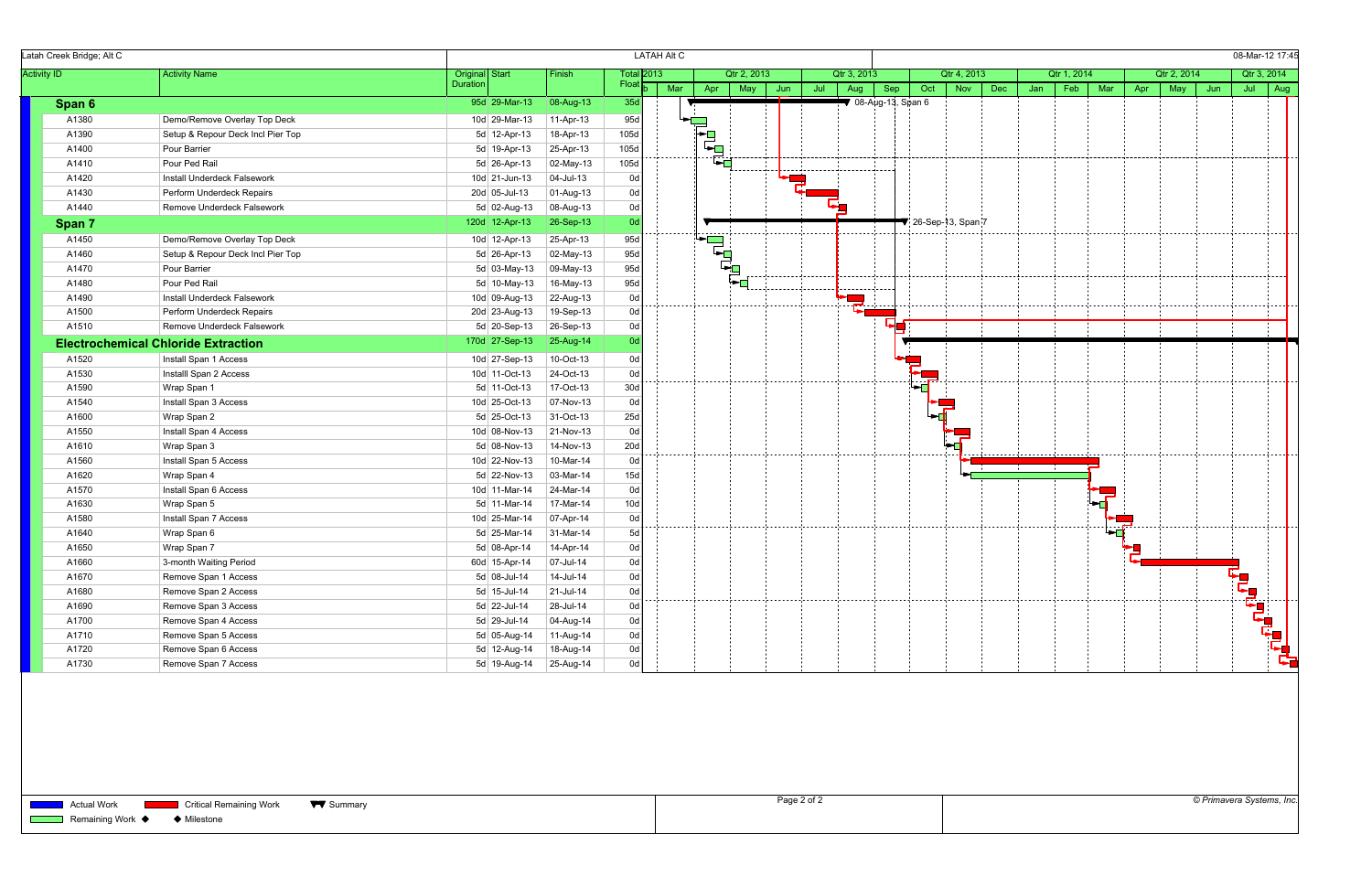Latah Creek Bridge; Alt C

LATAH Alt C

08-Mar-12 17:45

| Activity ID | Activity Name | Original Duration | Start | Finish | Total Float |
|---|---|---|---|---|---|
| **Span 6** | | 95d | 29-Mar-13 | 08-Aug-13 | 35d |
| A1380 | Demo/Remove Overlay Top Deck | 10d | 29-Mar-13 | 11-Apr-13 | 95d |
| A1390 | Setup & Repour Deck Incl Pier Top | 5d | 12-Apr-13 | 18-Apr-13 | 105d |
| A1400 | Pour Barrier | 5d | 19-Apr-13 | 25-Apr-13 | 105d |
| A1410 | Pour Ped Rail | 5d | 26-Apr-13 | 02-May-13 | 105d |
| A1420 | Install Underdeck Falsework | 10d | 21-Jun-13 | 04-Jul-13 | 0d |
| A1430 | Perform Underdeck Repairs | 20d | 05-Jul-13 | 01-Aug-13 | 0d |
| A1440 | Remove Underdeck Falsework | 5d | 02-Aug-13 | 08-Aug-13 | 0d |
| **Span 7** | | 120d | 12-Apr-13 | 26-Sep-13 | 0d |
| A1450 | Demo/Remove Overlay Top Deck | 10d | 12-Apr-13 | 25-Apr-13 | 95d |
| A1460 | Setup & Repour Deck Incl Pier Top | 5d | 26-Apr-13 | 02-May-13 | 95d |
| A1470 | Pour Barrier | 5d | 03-May-13 | 09-May-13 | 95d |
| A1480 | Pour Ped Rail | 5d | 10-May-13 | 16-May-13 | 95d |
| A1490 | Install Underdeck Falsework | 10d | 09-Aug-13 | 22-Aug-13 | 0d |
| A1500 | Perform Underdeck Repairs | 20d | 23-Aug-13 | 19-Sep-13 | 0d |
| A1510 | Remove Underdeck Falsework | 5d | 20-Sep-13 | 26-Sep-13 | 0d |
| **Electrochemical Chloride Extraction** | | 170d | 27-Sep-13 | 25-Aug-14 | 0d |
| A1520 | Install Span 1 Access | 10d | 27-Sep-13 | 10-Oct-13 | 0d |
| A1530 | Installl Span 2 Access | 10d | 11-Oct-13 | 24-Oct-13 | 0d |
| A1590 | Wrap Span 1 | 5d | 11-Oct-13 | 17-Oct-13 | 30d |
| A1540 | Install Span 3 Access | 10d | 25-Oct-13 | 07-Nov-13 | 0d |
| A1600 | Wrap Span 2 | 5d | 25-Oct-13 | 31-Oct-13 | 25d |
| A1550 | Install Span 4 Access | 10d | 08-Nov-13 | 21-Nov-13 | 0d |
| A1610 | Wrap Span 3 | 5d | 08-Nov-13 | 14-Nov-13 | 20d |
| A1560 | Install Span 5 Access | 10d | 22-Nov-13 | 10-Mar-14 | 0d |
| A1620 | Wrap Span 4 | 5d | 22-Nov-13 | 03-Mar-14 | 15d |
| A1570 | Install Span 6 Access | 10d | 11-Mar-14 | 24-Mar-14 | 0d |
| A1630 | Wrap Span 5 | 5d | 11-Mar-14 | 17-Mar-14 | 10d |
| A1580 | Install Span 7 Access | 10d | 25-Mar-14 | 07-Apr-14 | 0d |
| A1640 | Wrap Span 6 | 5d | 25-Mar-14 | 31-Mar-14 | 5d |
| A1650 | Wrap Span 7 | 5d | 08-Apr-14 | 14-Apr-14 | 0d |
| A1660 | 3-month Waiting Period | 60d | 15-Apr-14 | 07-Jul-14 | 0d |
| A1670 | Remove Span 1 Access | 5d | 08-Jul-14 | 14-Jul-14 | 0d |
| A1680 | Remove Span 2 Access | 5d | 15-Jul-14 | 21-Jul-14 | 0d |
| A1690 | Remove Span 3 Access | 5d | 22-Jul-14 | 28-Jul-14 | 0d |
| A1700 | Remove Span 4 Access | 5d | 29-Jul-14 | 04-Aug-14 | 0d |
| A1710 | Remove Span 5 Access | 5d | 05-Aug-14 | 11-Aug-14 | 0d |
| A1720 | Remove Span 6 Access | 5d | 12-Aug-14 | 18-Aug-14 | 0d |
| A1730 | Remove Span 7 Access | 5d | 19-Aug-14 | 25-Aug-14 | 0d |

08-Aug-13, Span 6

26-Sep-13, Span 7

Legend: Actual Work; Critical Remaining Work; Summary; Remaining Work; Milestone

© Primavera Systems, Inc.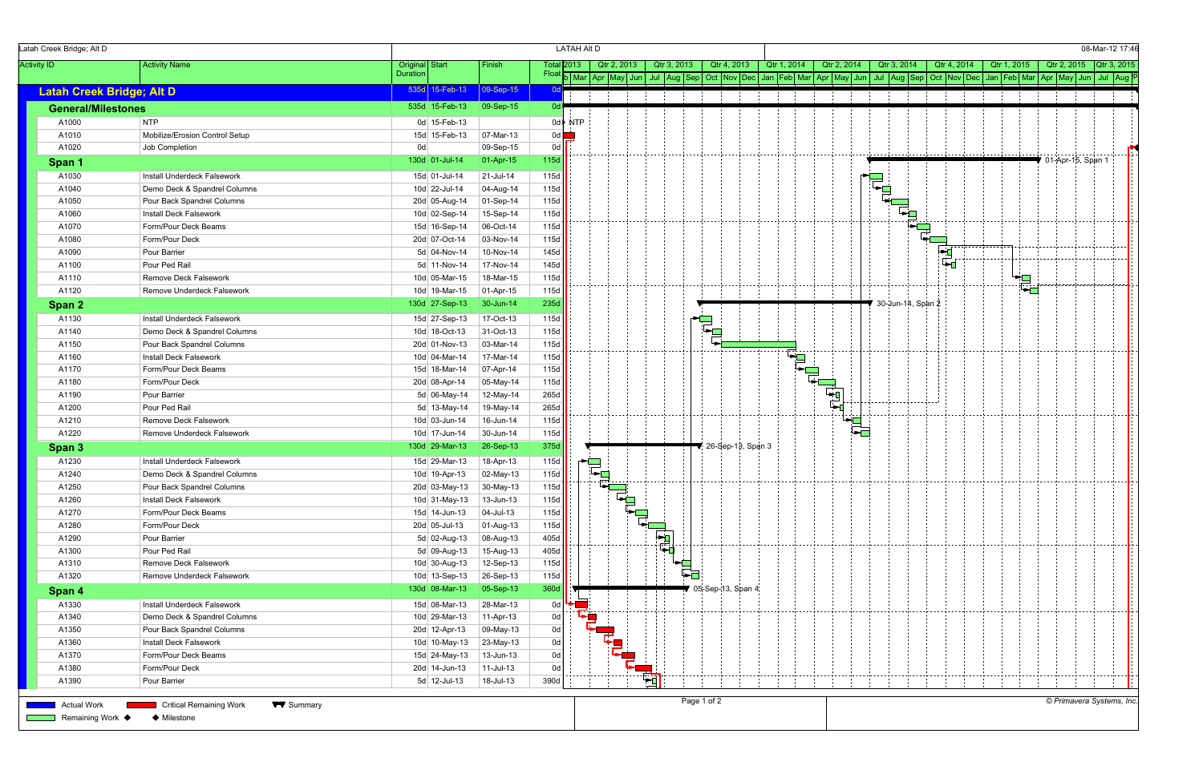Latah Creek Bridge; Alt D — LATAH Alt D — 08-Mar-12 17:46

| Activity ID | Activity Name | Original Duration | Start | Finish | Total Float |
|---|---|---|---|---|---|
| **Latah Creek Bridge; Alt D** | | 535d | 15-Feb-13 | 09-Sep-15 | 0d |
| **General/Milestones** | | 535d | 15-Feb-13 | 09-Sep-15 | 0d |
| A1000 | NTP | 0d | 15-Feb-13 | | 0d |
| A1010 | Mobilize/Erosion Control Setup | 15d | 15-Feb-13 | 07-Mar-13 | 0d |
| A1020 | Job Completion | 0d | | 09-Sep-15 | 0d |
| **Span 1** | | 130d | 01-Jul-14 | 01-Apr-15 | 115d |
| A1030 | Install Underdeck Falsework | 15d | 01-Jul-14 | 21-Jul-14 | 115d |
| A1040 | Demo Deck & Spandrel Columns | 10d | 22-Jul-14 | 04-Aug-14 | 115d |
| A1050 | Pour Back Spandrel Columns | 20d | 05-Aug-14 | 01-Sep-14 | 115d |
| A1060 | Install Deck Falsework | 10d | 02-Sep-14 | 15-Sep-14 | 115d |
| A1070 | Form/Pour Deck Beams | 15d | 16-Sep-14 | 06-Oct-14 | 115d |
| A1080 | Form/Pour Deck | 20d | 07-Oct-14 | 03-Nov-14 | 115d |
| A1090 | Pour Barrier | 5d | 04-Nov-14 | 10-Nov-14 | 145d |
| A1100 | Pour Ped Rail | 5d | 11-Nov-14 | 17-Nov-14 | 145d |
| A1110 | Remove Deck Falsework | 10d | 05-Mar-15 | 18-Mar-15 | 115d |
| A1120 | Remove Underdeck Falsework | 10d | 19-Mar-15 | 01-Apr-15 | 115d |
| **Span 2** | | 130d | 27-Sep-13 | 30-Jun-14 | 235d |
| A1130 | Install Underdeck Falsework | 15d | 27-Sep-13 | 17-Oct-13 | 115d |
| A1140 | Demo Deck & Spandrel Columns | 10d | 18-Oct-13 | 31-Oct-13 | 115d |
| A1150 | Pour Back Spandrel Columns | 20d | 01-Nov-13 | 03-Mar-14 | 115d |
| A1160 | Install Deck Falsework | 10d | 04-Mar-14 | 17-Mar-14 | 115d |
| A1170 | Form/Pour Deck Beams | 15d | 18-Mar-14 | 07-Apr-14 | 115d |
| A1180 | Form/Pour Deck | 20d | 08-Apr-14 | 05-May-14 | 115d |
| A1190 | Pour Barrier | 5d | 06-May-14 | 12-May-14 | 265d |
| A1200 | Pour Ped Rail | 5d | 13-May-14 | 19-May-14 | 265d |
| A1210 | Remove Deck Falsework | 10d | 03-Jun-14 | 16-Jun-14 | 115d |
| A1220 | Remove Underdeck Falsework | 10d | 17-Jun-14 | 30-Jun-14 | 115d |
| **Span 3** | | 130d | 29-Mar-13 | 26-Sep-13 | 375d |
| A1230 | Install Underdeck Falsework | 15d | 29-Mar-13 | 18-Apr-13 | 115d |
| A1240 | Demo Deck & Spandrel Columns | 10d | 19-Apr-13 | 02-May-13 | 115d |
| A1250 | Pour Back Spandrel Columns | 20d | 03-May-13 | 30-May-13 | 115d |
| A1260 | Install Deck Falsework | 10d | 31-May-13 | 13-Jun-13 | 115d |
| A1270 | Form/Pour Deck Beams | 15d | 14-Jun-13 | 04-Jul-13 | 115d |
| A1280 | Form/Pour Deck | 20d | 05-Jul-13 | 01-Aug-13 | 115d |
| A1290 | Pour Barrier | 5d | 02-Aug-13 | 08-Aug-13 | 405d |
| A1300 | Pour Ped Rail | 5d | 09-Aug-13 | 15-Aug-13 | 405d |
| A1310 | Remove Deck Falsework | 10d | 30-Aug-13 | 12-Sep-13 | 115d |
| A1320 | Remove Underdeck Falsework | 10d | 13-Sep-13 | 26-Sep-13 | 115d |
| **Span 4** | | 130d | 08-Mar-13 | 05-Sep-13 | 360d |
| A1330 | Install Underdeck Falsework | 15d | 08-Mar-13 | 28-Mar-13 | 0d |
| A1340 | Demo Deck & Spandrel Columns | 10d | 29-Mar-13 | 11-Apr-13 | 0d |
| A1350 | Pour Back Spandrel Columns | 20d | 12-Apr-13 | 09-May-13 | 0d |
| A1360 | Install Deck Falsework | 10d | 10-May-13 | 23-May-13 | 0d |
| A1370 | Form/Pour Deck Beams | 15d | 24-May-13 | 13-Jun-13 | 0d |
| A1380 | Form/Pour Deck | 20d | 14-Jun-13 | 11-Jul-13 | 0d |
| A1390 | Pour Barrier | 5d | 12-Jul-13 | 18-Jul-13 | 390d |

Gantt chart labels: NTP; 01-Apr-15, Span 1; 30-Jun-14, Span 2; 26-Sep-13, Span 3; 05-Sep-13, Span 4

Legend: Actual Work; Critical Remaining Work; Summary; Remaining Work; Milestone

© Primavera Systems, Inc.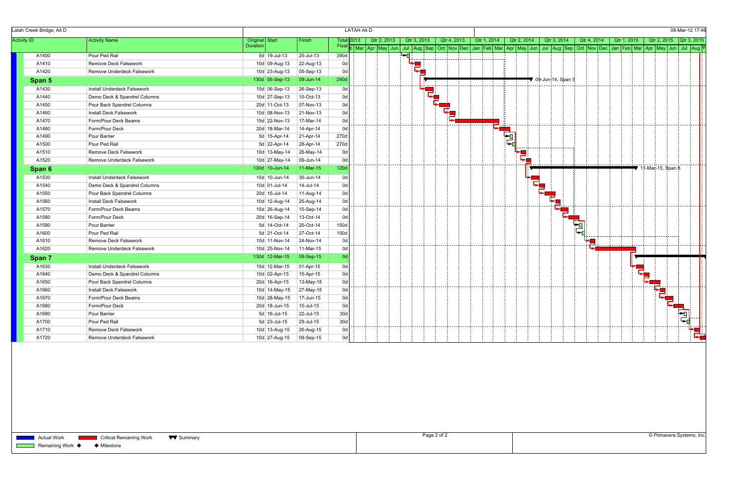Latah Creek Bridge; Alt D

LATAH Alt D

08-Mar-12 17:46

| Activity ID | Activity Name | Original Duration | Start | Finish | Total Float |
|---|---|---|---|---|---|
| A1400 | Pour Ped Rail | 5d | 19-Jul-13 | 25-Jul-13 | 390d |
| A1410 | Remove Deck Falsework | 10d | 09-Aug-13 | 22-Aug-13 | 0d |
| A1420 | Remove Underdeck Falsework | 10d | 23-Aug-13 | 05-Sep-13 | 0d |
| **Span 5** | | 130d | 06-Sep-13 | 09-Jun-14 | 240d |
| A1430 | Install Underdeck Falsework | 15d | 06-Sep-13 | 26-Sep-13 | 0d |
| A1440 | Demo Deck & Spandrel Columns | 10d | 27-Sep-13 | 10-Oct-13 | 0d |
| A1450 | Pour Back Spandrel Columns | 20d | 11-Oct-13 | 07-Nov-13 | 0d |
| A1460 | Install Deck Falsework | 10d | 08-Nov-13 | 21-Nov-13 | 0d |
| A1470 | Form/Pour Deck Beams | 15d | 22-Nov-13 | 17-Mar-14 | 0d |
| A1480 | Form/Pour Deck | 20d | 18-Mar-14 | 14-Apr-14 | 0d |
| A1490 | Pour Barrier | 5d | 15-Apr-14 | 21-Apr-14 | 270d |
| A1500 | Pour Ped Rail | 5d | 22-Apr-14 | 28-Apr-14 | 270d |
| A1510 | Remove Deck Falsework | 10d | 13-May-14 | 26-May-14 | 0d |
| A1520 | Remove Underdeck Falsework | 10d | 27-May-14 | 09-Jun-14 | 0d |
| **Span 6** | | 130d | 10-Jun-14 | 11-Mar-15 | 120d |
| A1530 | Install Underdeck Falsework | 15d | 10-Jun-14 | 30-Jun-14 | 0d |
| A1540 | Demo Deck & Spandrel Columns | 10d | 01-Jul-14 | 14-Jul-14 | 0d |
| A1550 | Pour Back Spandrel Columns | 20d | 15-Jul-14 | 11-Aug-14 | 0d |
| A1560 | Install Deck Falsework | 10d | 12-Aug-14 | 25-Aug-14 | 0d |
| A1570 | Form/Pour Deck Beams | 15d | 26-Aug-14 | 15-Sep-14 | 0d |
| A1580 | Form/Pour Deck | 20d | 16-Sep-14 | 13-Oct-14 | 0d |
| A1590 | Pour Barrier | 5d | 14-Oct-14 | 20-Oct-14 | 150d |
| A1600 | Pour Ped Rail | 5d | 21-Oct-14 | 27-Oct-14 | 150d |
| A1610 | Remove Deck Falsework | 10d | 11-Nov-14 | 24-Nov-14 | 0d |
| A1620 | Remove Underdeck Falsework | 10d | 25-Nov-14 | 11-Mar-15 | 0d |
| **Span 7** | | 130d | 12-Mar-15 | 09-Sep-15 | 0d |
| A1630 | Install Underdeck Falsework | 15d | 12-Mar-15 | 01-Apr-15 | 0d |
| A1640 | Demo Deck & Spandrel Columns | 10d | 02-Apr-15 | 15-Apr-15 | 0d |
| A1650 | Pour Back Spandrel Columns | 20d | 16-Apr-15 | 13-May-15 | 0d |
| A1660 | Install Deck Falsework | 10d | 14-May-15 | 27-May-15 | 0d |
| A1670 | Form/Pour Deck Beams | 15d | 28-May-15 | 17-Jun-15 | 0d |
| A1680 | Form/Pour Deck | 20d | 18-Jun-15 | 15-Jul-15 | 0d |
| A1690 | Pour Barrier | 5d | 16-Jul-15 | 22-Jul-15 | 30d |
| A1700 | Pour Ped Rail | 5d | 23-Jul-15 | 29-Jul-15 | 30d |
| A1710 | Remove Deck Falsework | 10d | 13-Aug-15 | 26-Aug-15 | 0d |
| A1720 | Remove Underdeck Falsework | 10d | 27-Aug-15 | 09-Sep-15 | 0d |

2013 | Qtr 2, 2013 | Qtr 3, 2013 | Qtr 4, 2013 | Qtr 1, 2014 | Qtr 2, 2014 | Qtr 3, 2014 | Qtr 4, 2014 | Qtr 1, 2015 | Qtr 2, 2015 | Qtr 3, 2015

09-Jun-14, Span 5

11-Mar-15, Span 6

Actual Work | Critical Remaining Work | Summary | Remaining Work | Milestone

© Primavera Systems, Inc.